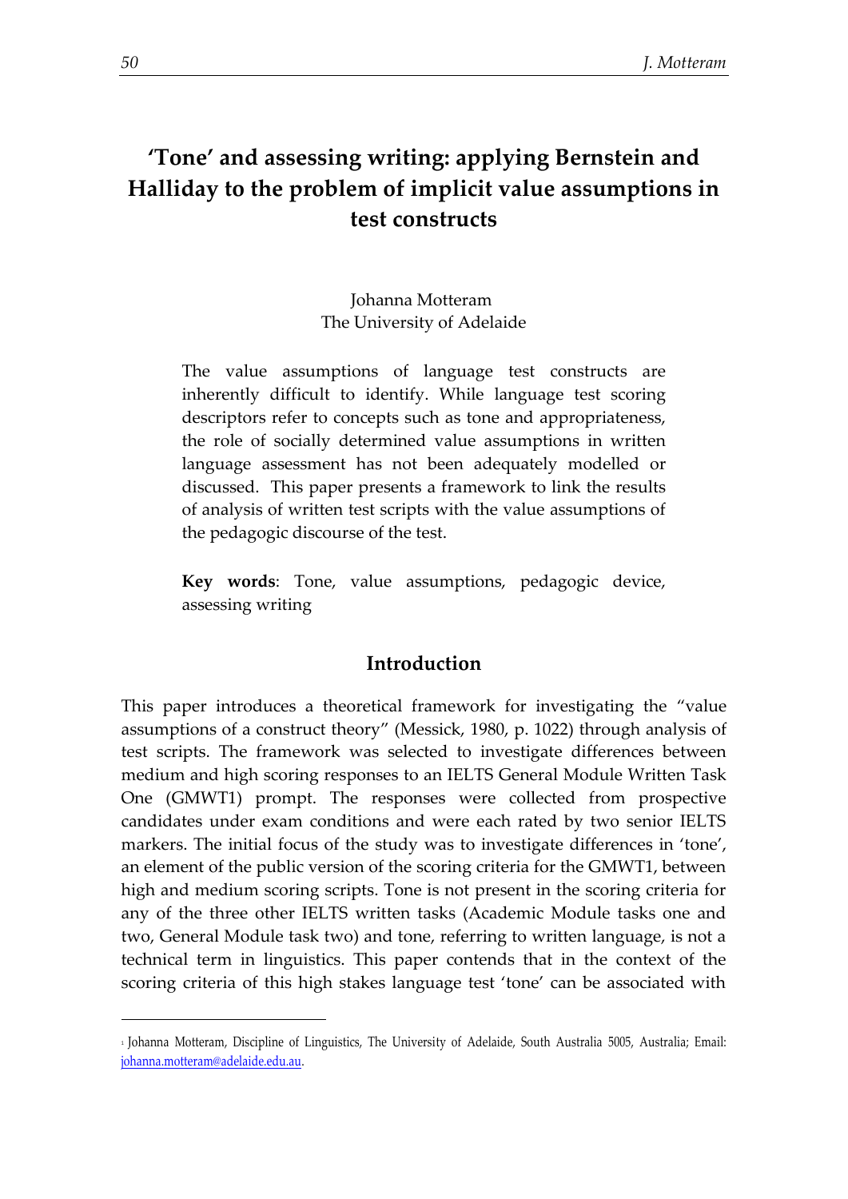# 'Tone' and assessing writing: applying Bernstein and Halliday to the problem of implicit value assumptions in test constructs

Johanna Motteram
The University of Adelaide

The value assumptions of language test constructs are inherently difficult to identify. While language test scoring descriptors refer to concepts such as tone and appropriateness, the role of socially determined value assumptions in written language assessment has not been adequately modelled or discussed. This paper presents a framework to link the results of analysis of written test scripts with the value assumptions of the pedagogic discourse of the test.

**Key words**: Tone, value assumptions, pedagogic device, assessing writing

## Introduction

This paper introduces a theoretical framework for investigating the "value assumptions of a construct theory" (Messick, 1980, p. 1022) through analysis of test scripts. The framework was selected to investigate differences between medium and high scoring responses to an IELTS General Module Written Task One (GMWT1) prompt. The responses were collected from prospective candidates under exam conditions and were each rated by two senior IELTS markers. The initial focus of the study was to investigate differences in 'tone', an element of the public version of the scoring criteria for the GMWT1, between high and medium scoring scripts. Tone is not present in the scoring criteria for any of the three other IELTS written tasks (Academic Module tasks one and two, General Module task two) and tone, referring to written language, is not a technical term in linguistics. This paper contends that in the context of the scoring criteria of this high stakes language test 'tone' can be associated with

[1] Johanna Motteram, Discipline of Linguistics, The University of Adelaide, South Australia 5005, Australia; Email: johanna.motteram@adelaide.edu.au.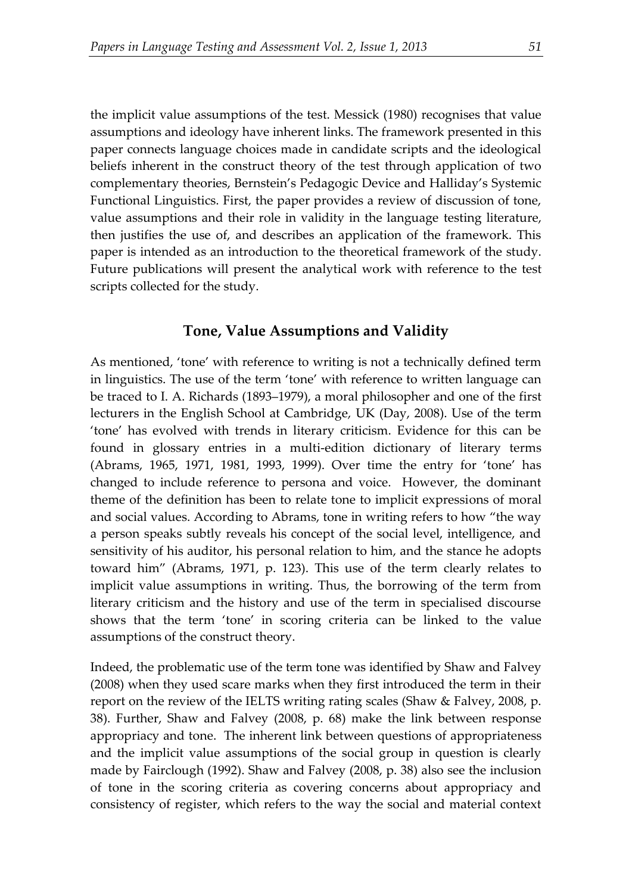the implicit value assumptions of the test. Messick (1980) recognises that value assumptions and ideology have inherent links. The framework presented in this paper connects language choices made in candidate scripts and the ideological beliefs inherent in the construct theory of the test through application of two complementary theories, Bernstein's Pedagogic Device and Halliday's Systemic Functional Linguistics. First, the paper provides a review of discussion of tone, value assumptions and their role in validity in the language testing literature, then justifies the use of, and describes an application of the framework. This paper is intended as an introduction to the theoretical framework of the study. Future publications will present the analytical work with reference to the test scripts collected for the study.

## Tone, Value Assumptions and Validity

As mentioned, 'tone' with reference to writing is not a technically defined term in linguistics. The use of the term 'tone' with reference to written language can be traced to I. A. Richards (1893–1979), a moral philosopher and one of the first lecturers in the English School at Cambridge, UK (Day, 2008). Use of the term 'tone' has evolved with trends in literary criticism. Evidence for this can be found in glossary entries in a multi-edition dictionary of literary terms (Abrams, 1965, 1971, 1981, 1993, 1999). Over time the entry for 'tone' has changed to include reference to persona and voice. However, the dominant theme of the definition has been to relate tone to implicit expressions of moral and social values. According to Abrams, tone in writing refers to how "the way a person speaks subtly reveals his concept of the social level, intelligence, and sensitivity of his auditor, his personal relation to him, and the stance he adopts toward him" (Abrams, 1971, p. 123). This use of the term clearly relates to implicit value assumptions in writing. Thus, the borrowing of the term from literary criticism and the history and use of the term in specialised discourse shows that the term 'tone' in scoring criteria can be linked to the value assumptions of the construct theory.

Indeed, the problematic use of the term tone was identified by Shaw and Falvey (2008) when they used scare marks when they first introduced the term in their report on the review of the IELTS writing rating scales (Shaw & Falvey, 2008, p. 38). Further, Shaw and Falvey (2008, p. 68) make the link between response appropriacy and tone. The inherent link between questions of appropriateness and the implicit value assumptions of the social group in question is clearly made by Fairclough (1992). Shaw and Falvey (2008, p. 38) also see the inclusion of tone in the scoring criteria as covering concerns about appropriacy and consistency of register, which refers to the way the social and material context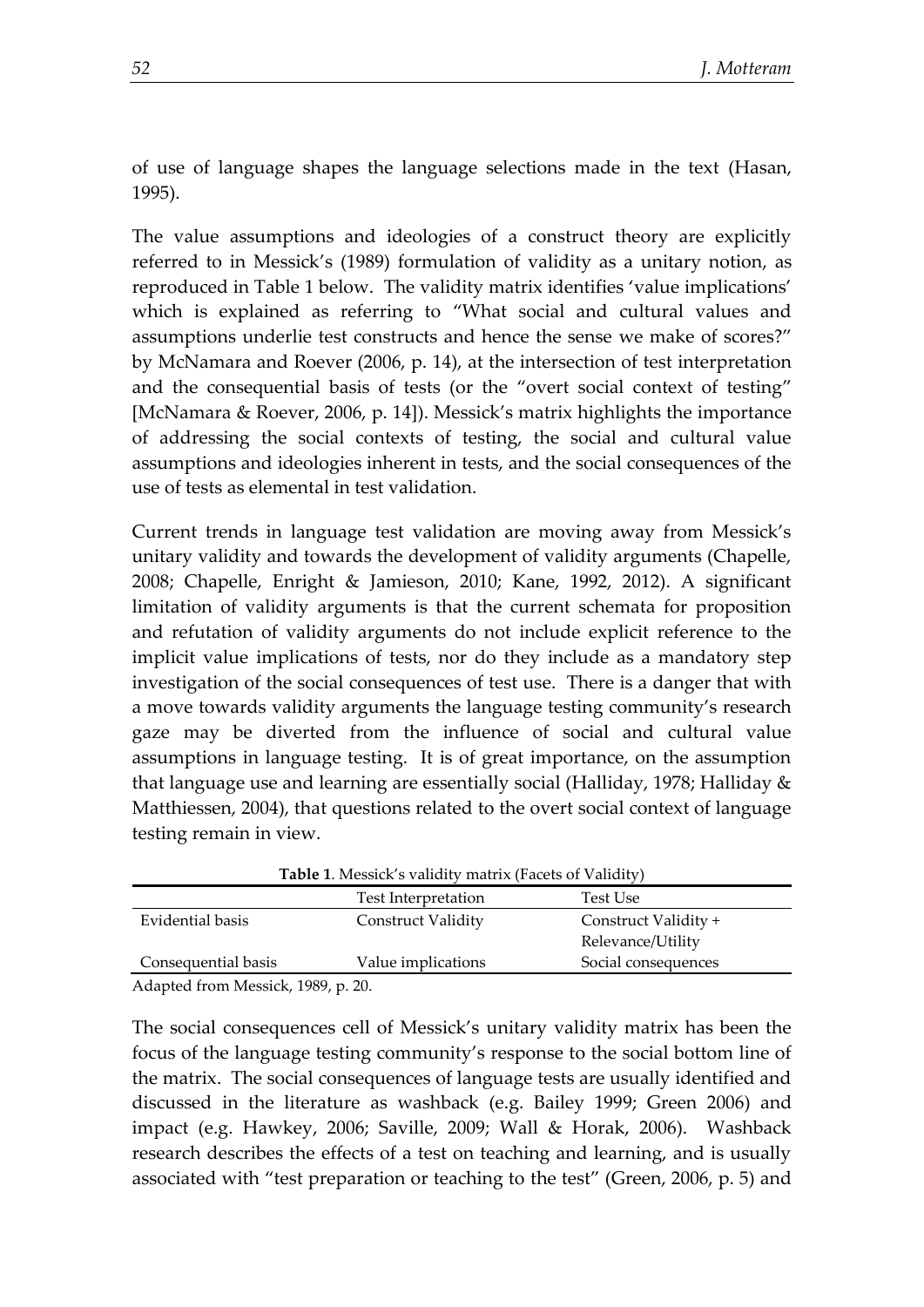of use of language shapes the language selections made in the text (Hasan, 1995).

The value assumptions and ideologies of a construct theory are explicitly referred to in Messick's (1989) formulation of validity as a unitary notion, as reproduced in Table 1 below. The validity matrix identifies 'value implications' which is explained as referring to "What social and cultural values and assumptions underlie test constructs and hence the sense we make of scores?" by McNamara and Roever (2006, p. 14), at the intersection of test interpretation and the consequential basis of tests (or the "overt social context of testing" [McNamara & Roever, 2006, p. 14]). Messick's matrix highlights the importance of addressing the social contexts of testing, the social and cultural value assumptions and ideologies inherent in tests, and the social consequences of the use of tests as elemental in test validation.

Current trends in language test validation are moving away from Messick's unitary validity and towards the development of validity arguments (Chapelle, 2008; Chapelle, Enright & Jamieson, 2010; Kane, 1992, 2012). A significant limitation of validity arguments is that the current schemata for proposition and refutation of validity arguments do not include explicit reference to the implicit value implications of tests, nor do they include as a mandatory step investigation of the social consequences of test use. There is a danger that with a move towards validity arguments the language testing community's research gaze may be diverted from the influence of social and cultural value assumptions in language testing. It is of great importance, on the assumption that language use and learning are essentially social (Halliday, 1978; Halliday & Matthiessen, 2004), that questions related to the overt social context of language testing remain in view.

**Table 1**. Messick's validity matrix (Facets of Validity)

| | Test Interpretation | Test Use |
|---|---|---|
| Evidential basis | Construct Validity | Construct Validity + Relevance/Utility |
| Consequential basis | Value implications | Social consequences |

Adapted from Messick, 1989, p. 20.

The social consequences cell of Messick's unitary validity matrix has been the focus of the language testing community's response to the social bottom line of the matrix. The social consequences of language tests are usually identified and discussed in the literature as washback (e.g. Bailey 1999; Green 2006) and impact (e.g. Hawkey, 2006; Saville, 2009; Wall & Horak, 2006). Washback research describes the effects of a test on teaching and learning, and is usually associated with "test preparation or teaching to the test" (Green, 2006, p. 5) and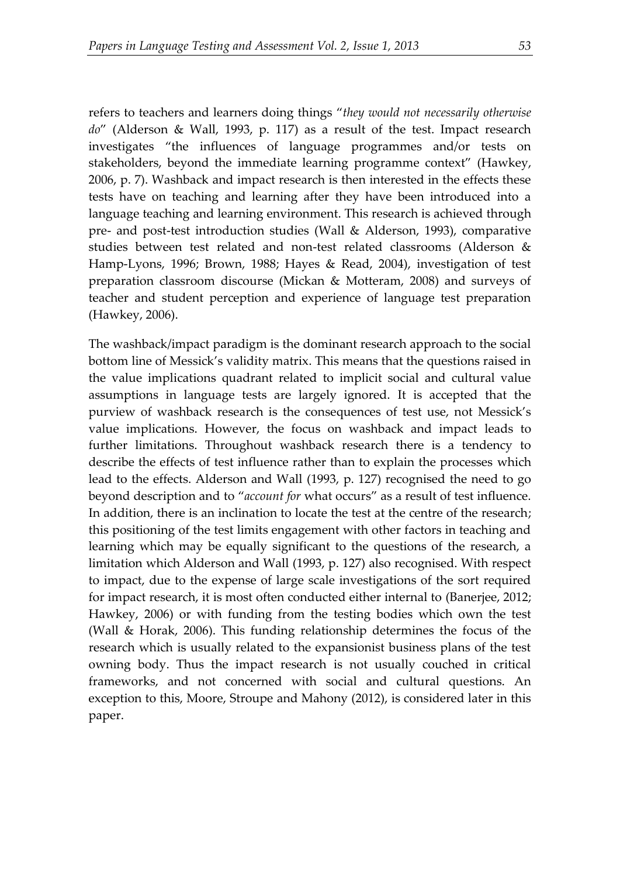refers to teachers and learners doing things "*they would not necessarily otherwise do*" (Alderson & Wall, 1993, p. 117) as a result of the test. Impact research investigates "the influences of language programmes and/or tests on stakeholders, beyond the immediate learning programme context" (Hawkey, 2006, p. 7). Washback and impact research is then interested in the effects these tests have on teaching and learning after they have been introduced into a language teaching and learning environment. This research is achieved through pre- and post-test introduction studies (Wall & Alderson, 1993), comparative studies between test related and non-test related classrooms (Alderson & Hamp-Lyons, 1996; Brown, 1988; Hayes & Read, 2004), investigation of test preparation classroom discourse (Mickan & Motteram, 2008) and surveys of teacher and student perception and experience of language test preparation (Hawkey, 2006).

The washback/impact paradigm is the dominant research approach to the social bottom line of Messick's validity matrix. This means that the questions raised in the value implications quadrant related to implicit social and cultural value assumptions in language tests are largely ignored. It is accepted that the purview of washback research is the consequences of test use, not Messick's value implications. However, the focus on washback and impact leads to further limitations. Throughout washback research there is a tendency to describe the effects of test influence rather than to explain the processes which lead to the effects. Alderson and Wall (1993, p. 127) recognised the need to go beyond description and to "*account for* what occurs" as a result of test influence. In addition, there is an inclination to locate the test at the centre of the research; this positioning of the test limits engagement with other factors in teaching and learning which may be equally significant to the questions of the research, a limitation which Alderson and Wall (1993, p. 127) also recognised. With respect to impact, due to the expense of large scale investigations of the sort required for impact research, it is most often conducted either internal to (Banerjee, 2012; Hawkey, 2006) or with funding from the testing bodies which own the test (Wall & Horak, 2006). This funding relationship determines the focus of the research which is usually related to the expansionist business plans of the test owning body. Thus the impact research is not usually couched in critical frameworks, and not concerned with social and cultural questions. An exception to this, Moore, Stroupe and Mahony (2012), is considered later in this paper.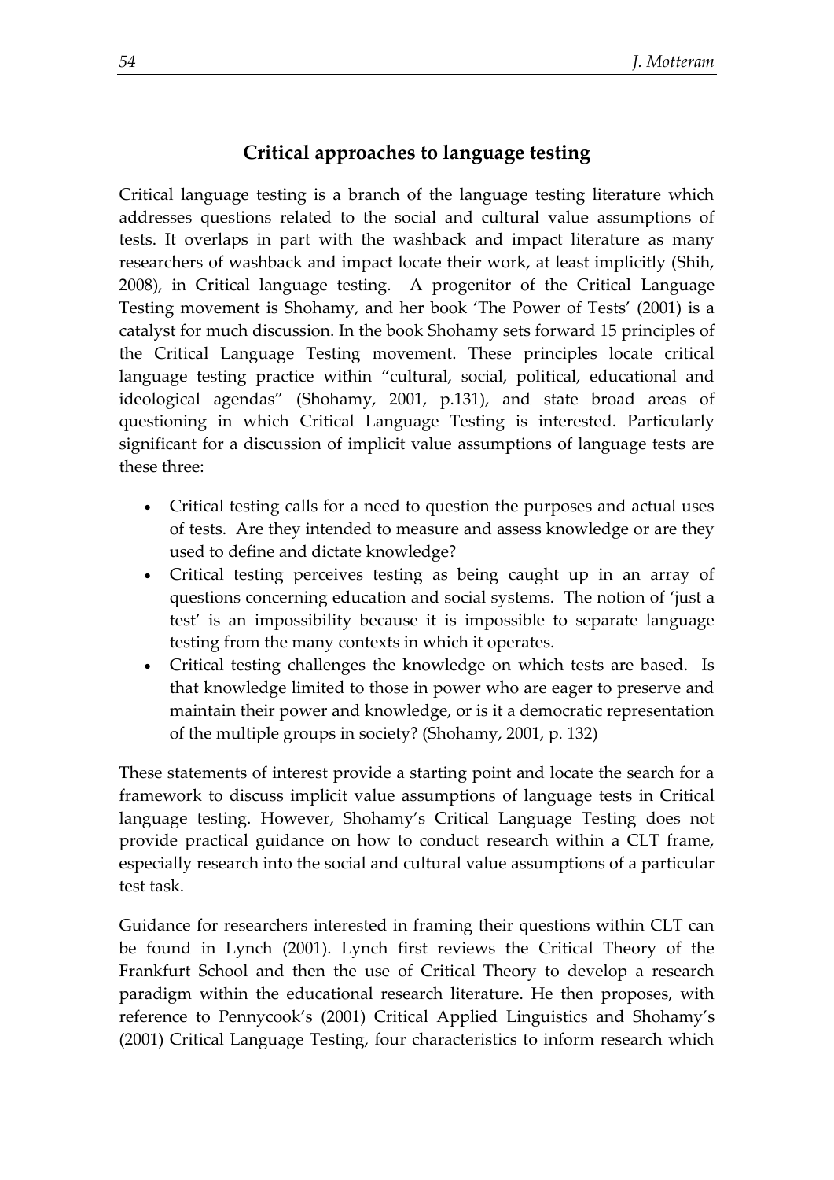## Critical approaches to language testing

Critical language testing is a branch of the language testing literature which addresses questions related to the social and cultural value assumptions of tests. It overlaps in part with the washback and impact literature as many researchers of washback and impact locate their work, at least implicitly (Shih, 2008), in Critical language testing. A progenitor of the Critical Language Testing movement is Shohamy, and her book 'The Power of Tests' (2001) is a catalyst for much discussion. In the book Shohamy sets forward 15 principles of the Critical Language Testing movement. These principles locate critical language testing practice within "cultural, social, political, educational and ideological agendas" (Shohamy, 2001, p.131), and state broad areas of questioning in which Critical Language Testing is interested. Particularly significant for a discussion of implicit value assumptions of language tests are these three:

- Critical testing calls for a need to question the purposes and actual uses of tests. Are they intended to measure and assess knowledge or are they used to define and dictate knowledge?
- Critical testing perceives testing as being caught up in an array of questions concerning education and social systems. The notion of 'just a test' is an impossibility because it is impossible to separate language testing from the many contexts in which it operates.
- Critical testing challenges the knowledge on which tests are based. Is that knowledge limited to those in power who are eager to preserve and maintain their power and knowledge, or is it a democratic representation of the multiple groups in society? (Shohamy, 2001, p. 132)

These statements of interest provide a starting point and locate the search for a framework to discuss implicit value assumptions of language tests in Critical language testing. However, Shohamy's Critical Language Testing does not provide practical guidance on how to conduct research within a CLT frame, especially research into the social and cultural value assumptions of a particular test task.

Guidance for researchers interested in framing their questions within CLT can be found in Lynch (2001). Lynch first reviews the Critical Theory of the Frankfurt School and then the use of Critical Theory to develop a research paradigm within the educational research literature. He then proposes, with reference to Pennycook's (2001) Critical Applied Linguistics and Shohamy's (2001) Critical Language Testing, four characteristics to inform research which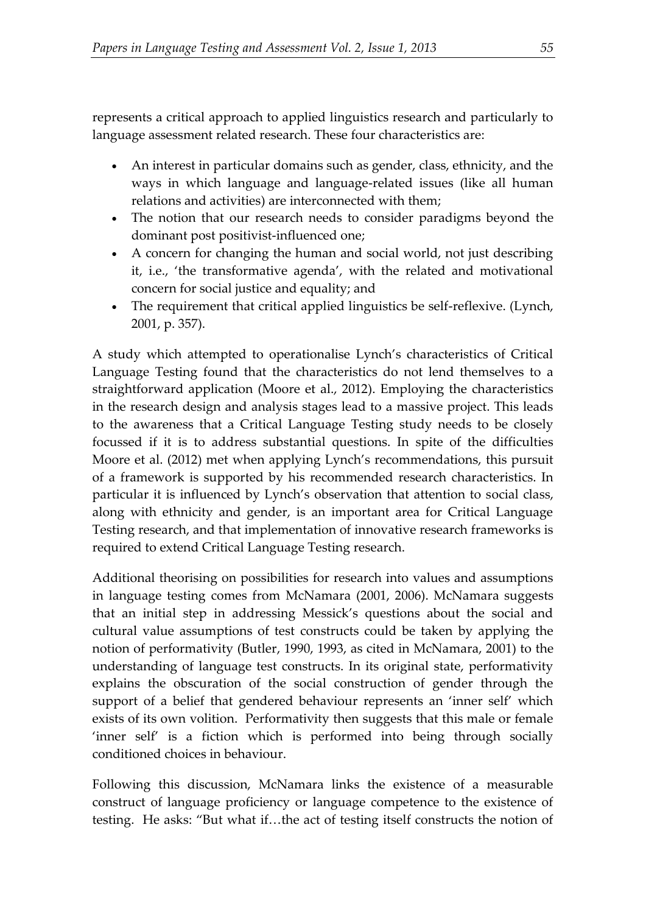represents a critical approach to applied linguistics research and particularly to language assessment related research. These four characteristics are:

- An interest in particular domains such as gender, class, ethnicity, and the ways in which language and language-related issues (like all human relations and activities) are interconnected with them;
- The notion that our research needs to consider paradigms beyond the dominant post positivist-influenced one;
- A concern for changing the human and social world, not just describing it, i.e., 'the transformative agenda', with the related and motivational concern for social justice and equality; and
- The requirement that critical applied linguistics be self-reflexive. (Lynch, 2001, p. 357).

A study which attempted to operationalise Lynch's characteristics of Critical Language Testing found that the characteristics do not lend themselves to a straightforward application (Moore et al., 2012). Employing the characteristics in the research design and analysis stages lead to a massive project. This leads to the awareness that a Critical Language Testing study needs to be closely focussed if it is to address substantial questions. In spite of the difficulties Moore et al. (2012) met when applying Lynch's recommendations, this pursuit of a framework is supported by his recommended research characteristics. In particular it is influenced by Lynch's observation that attention to social class, along with ethnicity and gender, is an important area for Critical Language Testing research, and that implementation of innovative research frameworks is required to extend Critical Language Testing research.

Additional theorising on possibilities for research into values and assumptions in language testing comes from McNamara (2001, 2006). McNamara suggests that an initial step in addressing Messick's questions about the social and cultural value assumptions of test constructs could be taken by applying the notion of performativity (Butler, 1990, 1993, as cited in McNamara, 2001) to the understanding of language test constructs. In its original state, performativity explains the obscuration of the social construction of gender through the support of a belief that gendered behaviour represents an 'inner self' which exists of its own volition. Performativity then suggests that this male or female 'inner self' is a fiction which is performed into being through socially conditioned choices in behaviour.

Following this discussion, McNamara links the existence of a measurable construct of language proficiency or language competence to the existence of testing. He asks: "But what if…the act of testing itself constructs the notion of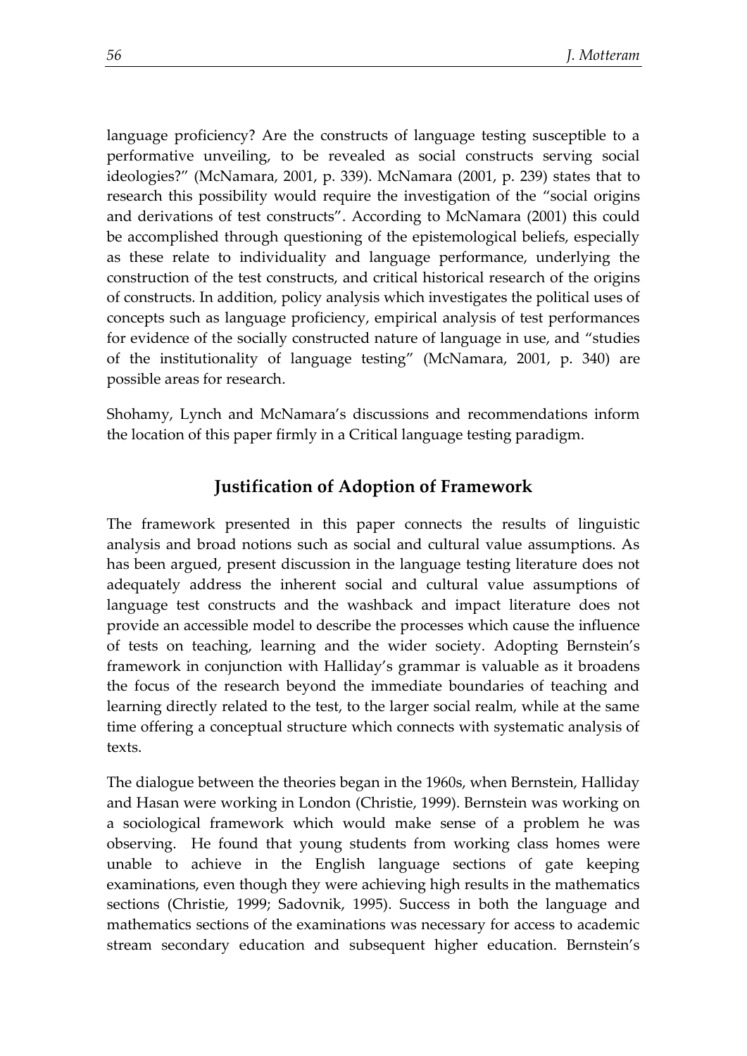language proficiency? Are the constructs of language testing susceptible to a performative unveiling, to be revealed as social constructs serving social ideologies?" (McNamara, 2001, p. 339). McNamara (2001, p. 239) states that to research this possibility would require the investigation of the "social origins and derivations of test constructs". According to McNamara (2001) this could be accomplished through questioning of the epistemological beliefs, especially as these relate to individuality and language performance, underlying the construction of the test constructs, and critical historical research of the origins of constructs. In addition, policy analysis which investigates the political uses of concepts such as language proficiency, empirical analysis of test performances for evidence of the socially constructed nature of language in use, and "studies of the institutionality of language testing" (McNamara, 2001, p. 340) are possible areas for research.

Shohamy, Lynch and McNamara's discussions and recommendations inform the location of this paper firmly in a Critical language testing paradigm.

## Justification of Adoption of Framework

The framework presented in this paper connects the results of linguistic analysis and broad notions such as social and cultural value assumptions. As has been argued, present discussion in the language testing literature does not adequately address the inherent social and cultural value assumptions of language test constructs and the washback and impact literature does not provide an accessible model to describe the processes which cause the influence of tests on teaching, learning and the wider society. Adopting Bernstein's framework in conjunction with Halliday's grammar is valuable as it broadens the focus of the research beyond the immediate boundaries of teaching and learning directly related to the test, to the larger social realm, while at the same time offering a conceptual structure which connects with systematic analysis of texts.

The dialogue between the theories began in the 1960s, when Bernstein, Halliday and Hasan were working in London (Christie, 1999). Bernstein was working on a sociological framework which would make sense of a problem he was observing. He found that young students from working class homes were unable to achieve in the English language sections of gate keeping examinations, even though they were achieving high results in the mathematics sections (Christie, 1999; Sadovnik, 1995). Success in both the language and mathematics sections of the examinations was necessary for access to academic stream secondary education and subsequent higher education. Bernstein's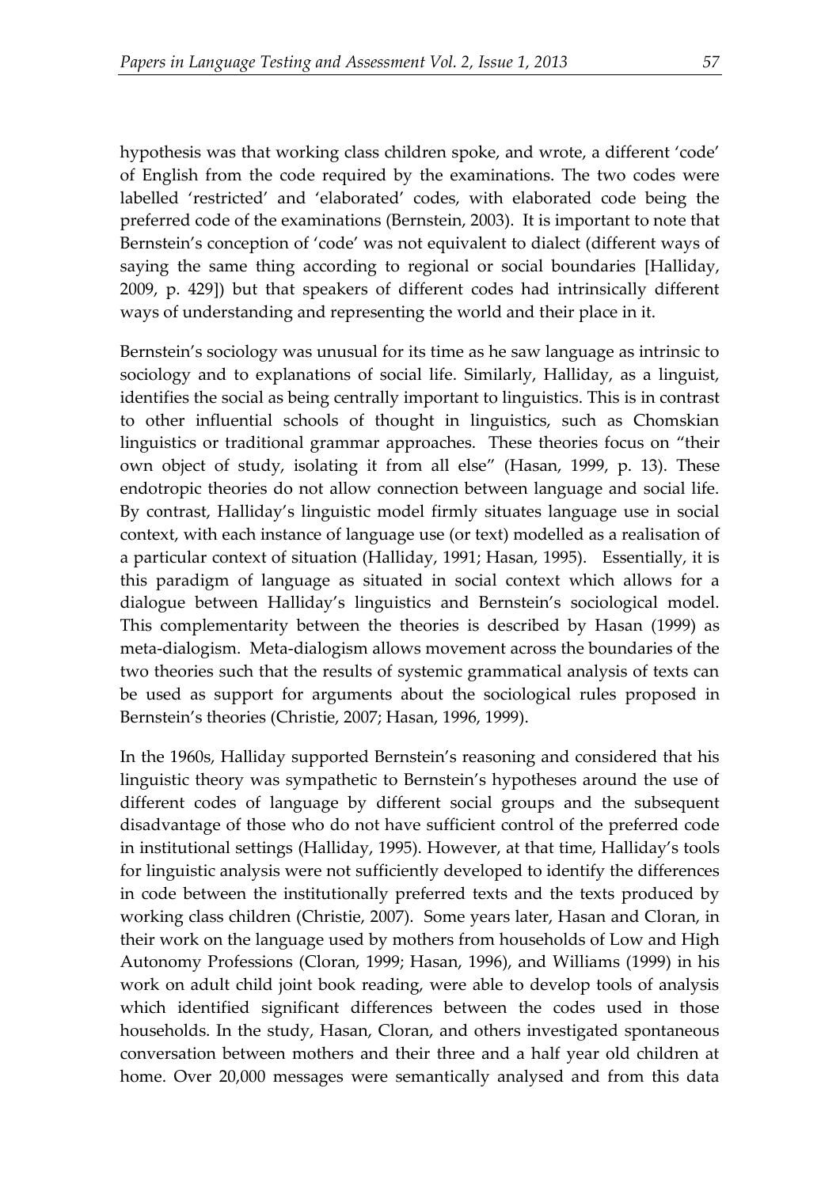hypothesis was that working class children spoke, and wrote, a different 'code' of English from the code required by the examinations. The two codes were labelled 'restricted' and 'elaborated' codes, with elaborated code being the preferred code of the examinations (Bernstein, 2003). It is important to note that Bernstein's conception of 'code' was not equivalent to dialect (different ways of saying the same thing according to regional or social boundaries [Halliday, 2009, p. 429]) but that speakers of different codes had intrinsically different ways of understanding and representing the world and their place in it.

Bernstein's sociology was unusual for its time as he saw language as intrinsic to sociology and to explanations of social life. Similarly, Halliday, as a linguist, identifies the social as being centrally important to linguistics. This is in contrast to other influential schools of thought in linguistics, such as Chomskian linguistics or traditional grammar approaches. These theories focus on "their own object of study, isolating it from all else" (Hasan, 1999, p. 13). These endotropic theories do not allow connection between language and social life. By contrast, Halliday's linguistic model firmly situates language use in social context, with each instance of language use (or text) modelled as a realisation of a particular context of situation (Halliday, 1991; Hasan, 1995). Essentially, it is this paradigm of language as situated in social context which allows for a dialogue between Halliday's linguistics and Bernstein's sociological model. This complementarity between the theories is described by Hasan (1999) as meta-dialogism. Meta-dialogism allows movement across the boundaries of the two theories such that the results of systemic grammatical analysis of texts can be used as support for arguments about the sociological rules proposed in Bernstein's theories (Christie, 2007; Hasan, 1996, 1999).

In the 1960s, Halliday supported Bernstein's reasoning and considered that his linguistic theory was sympathetic to Bernstein's hypotheses around the use of different codes of language by different social groups and the subsequent disadvantage of those who do not have sufficient control of the preferred code in institutional settings (Halliday, 1995). However, at that time, Halliday's tools for linguistic analysis were not sufficiently developed to identify the differences in code between the institutionally preferred texts and the texts produced by working class children (Christie, 2007). Some years later, Hasan and Cloran, in their work on the language used by mothers from households of Low and High Autonomy Professions (Cloran, 1999; Hasan, 1996), and Williams (1999) in his work on adult child joint book reading, were able to develop tools of analysis which identified significant differences between the codes used in those households. In the study, Hasan, Cloran, and others investigated spontaneous conversation between mothers and their three and a half year old children at home. Over 20,000 messages were semantically analysed and from this data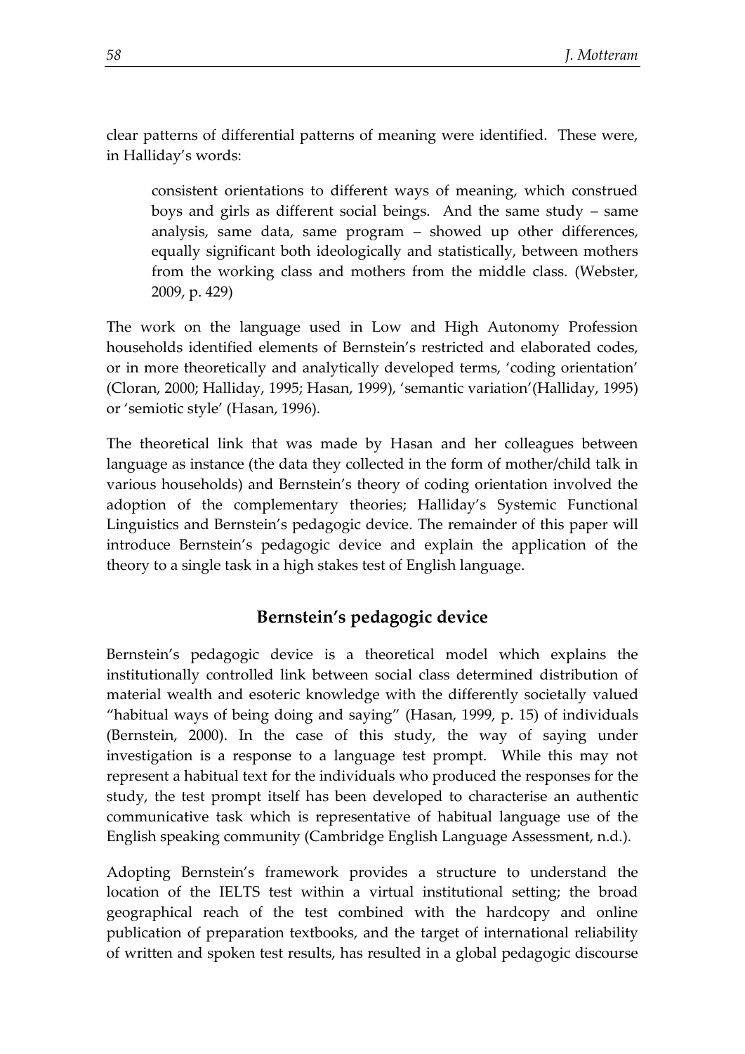clear patterns of differential patterns of meaning were identified. These were, in Halliday's words:

> consistent orientations to different ways of meaning, which construed boys and girls as different social beings. And the same study – same analysis, same data, same program – showed up other differences, equally significant both ideologically and statistically, between mothers from the working class and mothers from the middle class. (Webster, 2009, p. 429)

The work on the language used in Low and High Autonomy Profession households identified elements of Bernstein's restricted and elaborated codes, or in more theoretically and analytically developed terms, 'coding orientation' (Cloran, 2000; Halliday, 1995; Hasan, 1999), 'semantic variation'(Halliday, 1995) or 'semiotic style' (Hasan, 1996).

The theoretical link that was made by Hasan and her colleagues between language as instance (the data they collected in the form of mother/child talk in various households) and Bernstein's theory of coding orientation involved the adoption of the complementary theories; Halliday's Systemic Functional Linguistics and Bernstein's pedagogic device. The remainder of this paper will introduce Bernstein's pedagogic device and explain the application of the theory to a single task in a high stakes test of English language.

## Bernstein's pedagogic device

Bernstein's pedagogic device is a theoretical model which explains the institutionally controlled link between social class determined distribution of material wealth and esoteric knowledge with the differently societally valued "habitual ways of being doing and saying" (Hasan, 1999, p. 15) of individuals (Bernstein, 2000). In the case of this study, the way of saying under investigation is a response to a language test prompt. While this may not represent a habitual text for the individuals who produced the responses for the study, the test prompt itself has been developed to characterise an authentic communicative task which is representative of habitual language use of the English speaking community (Cambridge English Language Assessment, n.d.).

Adopting Bernstein's framework provides a structure to understand the location of the IELTS test within a virtual institutional setting; the broad geographical reach of the test combined with the hardcopy and online publication of preparation textbooks, and the target of international reliability of written and spoken test results, has resulted in a global pedagogic discourse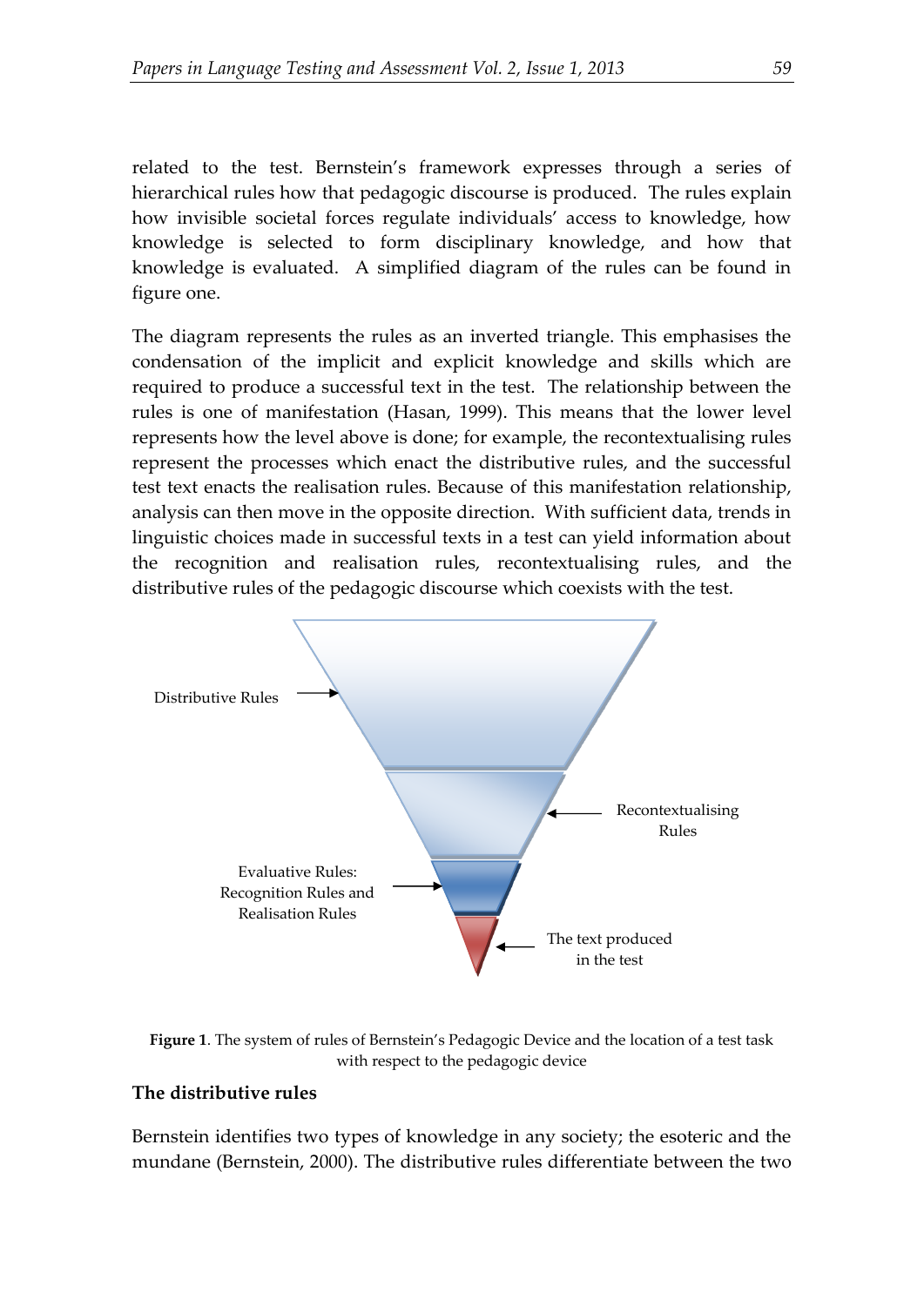related to the test. Bernstein's framework expresses through a series of hierarchical rules how that pedagogic discourse is produced. The rules explain how invisible societal forces regulate individuals' access to knowledge, how knowledge is selected to form disciplinary knowledge, and how that knowledge is evaluated. A simplified diagram of the rules can be found in figure one.

The diagram represents the rules as an inverted triangle. This emphasises the condensation of the implicit and explicit knowledge and skills which are required to produce a successful text in the test. The relationship between the rules is one of manifestation (Hasan, 1999). This means that the lower level represents how the level above is done; for example, the recontextualising rules represent the processes which enact the distributive rules, and the successful test text enacts the realisation rules. Because of this manifestation relationship, analysis can then move in the opposite direction. With sufficient data, trends in linguistic choices made in successful texts in a test can yield information about the recognition and realisation rules, recontextualising rules, and the distributive rules of the pedagogic discourse which coexists with the test.

Distributive Rules

Recontextualising Rules

Evaluative Rules: Recognition Rules and Realisation Rules

The text produced in the test

**Figure 1**. The system of rules of Bernstein's Pedagogic Device and the location of a test task with respect to the pedagogic device

### The distributive rules

Bernstein identifies two types of knowledge in any society; the esoteric and the mundane (Bernstein, 2000). The distributive rules differentiate between the two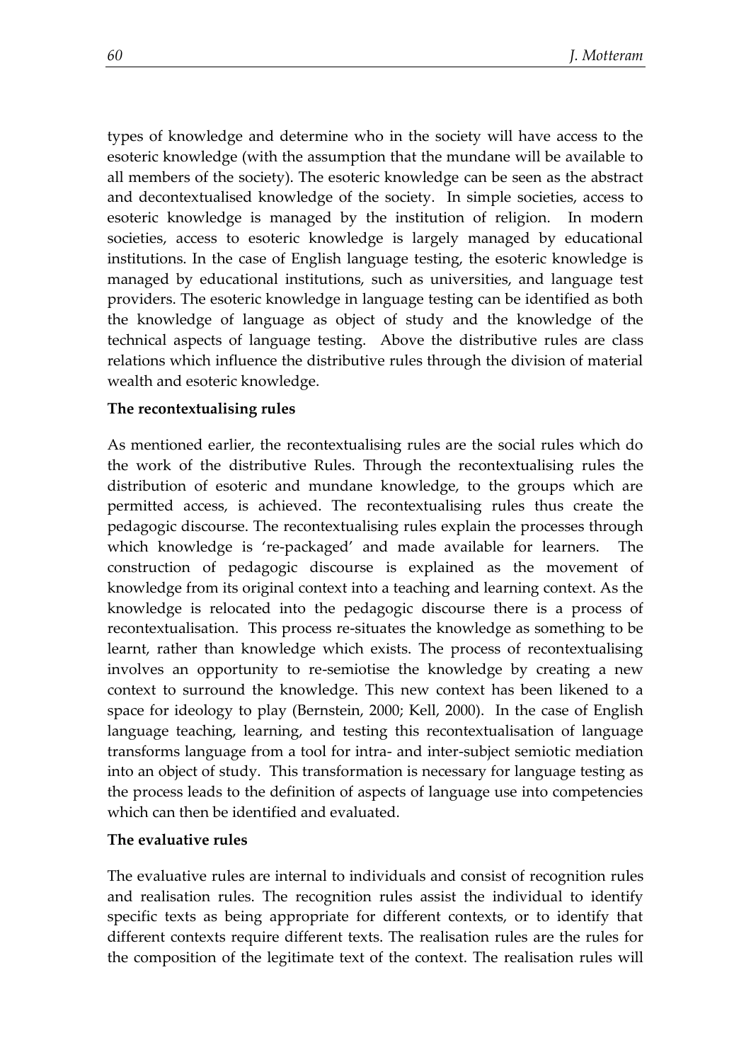types of knowledge and determine who in the society will have access to the esoteric knowledge (with the assumption that the mundane will be available to all members of the society). The esoteric knowledge can be seen as the abstract and decontextualised knowledge of the society. In simple societies, access to esoteric knowledge is managed by the institution of religion. In modern societies, access to esoteric knowledge is largely managed by educational institutions. In the case of English language testing, the esoteric knowledge is managed by educational institutions, such as universities, and language test providers. The esoteric knowledge in language testing can be identified as both the knowledge of language as object of study and the knowledge of the technical aspects of language testing. Above the distributive rules are class relations which influence the distributive rules through the division of material wealth and esoteric knowledge.

**The recontextualising rules**

As mentioned earlier, the recontextualising rules are the social rules which do the work of the distributive Rules. Through the recontextualising rules the distribution of esoteric and mundane knowledge, to the groups which are permitted access, is achieved. The recontextualising rules thus create the pedagogic discourse. The recontextualising rules explain the processes through which knowledge is 're-packaged' and made available for learners. The construction of pedagogic discourse is explained as the movement of knowledge from its original context into a teaching and learning context. As the knowledge is relocated into the pedagogic discourse there is a process of recontextualisation. This process re-situates the knowledge as something to be learnt, rather than knowledge which exists. The process of recontextualising involves an opportunity to re-semiotise the knowledge by creating a new context to surround the knowledge. This new context has been likened to a space for ideology to play (Bernstein, 2000; Kell, 2000). In the case of English language teaching, learning, and testing this recontextualisation of language transforms language from a tool for intra- and inter-subject semiotic mediation into an object of study. This transformation is necessary for language testing as the process leads to the definition of aspects of language use into competencies which can then be identified and evaluated.

**The evaluative rules**

The evaluative rules are internal to individuals and consist of recognition rules and realisation rules. The recognition rules assist the individual to identify specific texts as being appropriate for different contexts, or to identify that different contexts require different texts. The realisation rules are the rules for the composition of the legitimate text of the context. The realisation rules will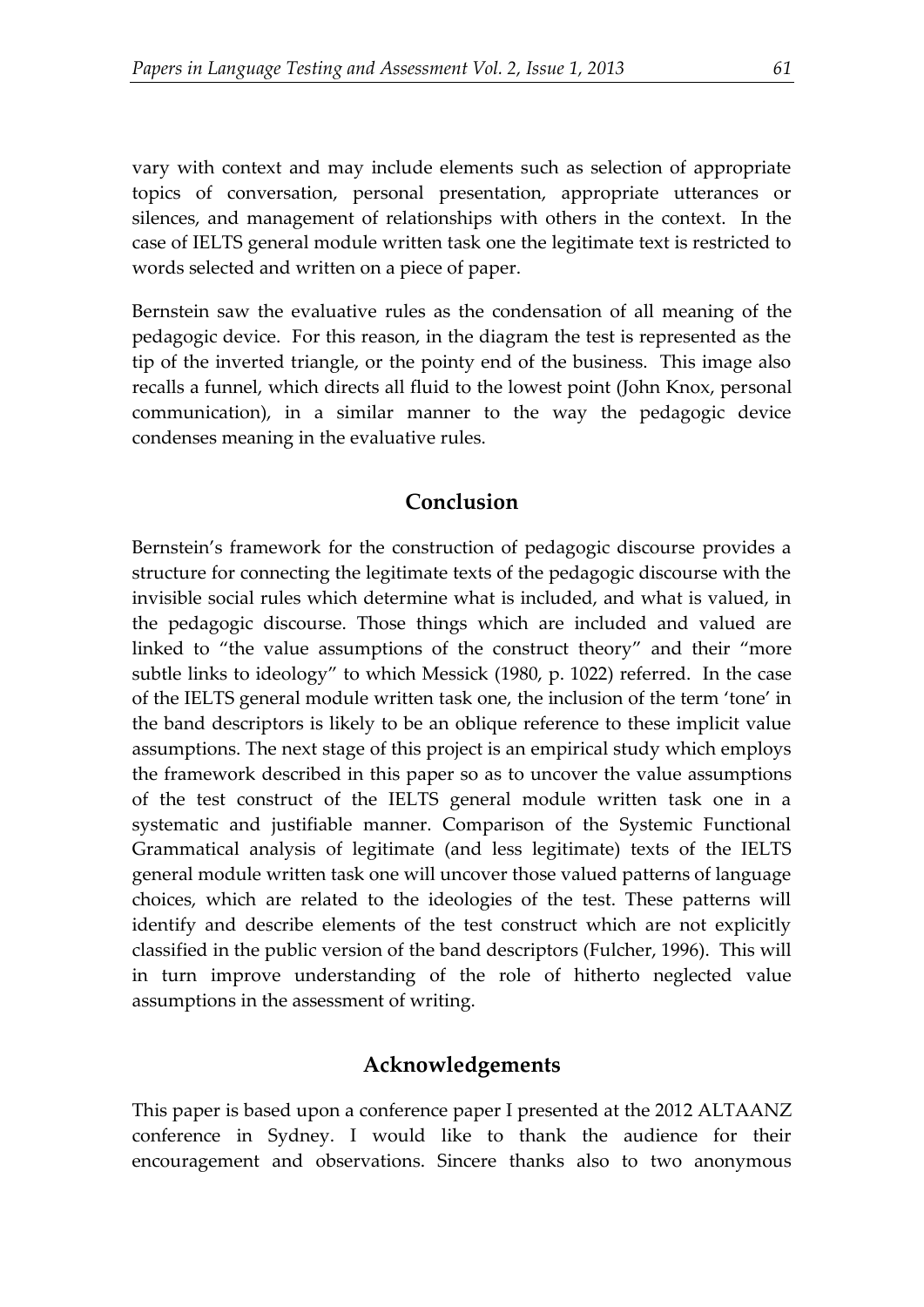vary with context and may include elements such as selection of appropriate topics of conversation, personal presentation, appropriate utterances or silences, and management of relationships with others in the context. In the case of IELTS general module written task one the legitimate text is restricted to words selected and written on a piece of paper.

Bernstein saw the evaluative rules as the condensation of all meaning of the pedagogic device. For this reason, in the diagram the test is represented as the tip of the inverted triangle, or the pointy end of the business. This image also recalls a funnel, which directs all fluid to the lowest point (John Knox, personal communication), in a similar manner to the way the pedagogic device condenses meaning in the evaluative rules.

## Conclusion

Bernstein's framework for the construction of pedagogic discourse provides a structure for connecting the legitimate texts of the pedagogic discourse with the invisible social rules which determine what is included, and what is valued, in the pedagogic discourse. Those things which are included and valued are linked to "the value assumptions of the construct theory" and their "more subtle links to ideology" to which Messick (1980, p. 1022) referred. In the case of the IELTS general module written task one, the inclusion of the term 'tone' in the band descriptors is likely to be an oblique reference to these implicit value assumptions. The next stage of this project is an empirical study which employs the framework described in this paper so as to uncover the value assumptions of the test construct of the IELTS general module written task one in a systematic and justifiable manner. Comparison of the Systemic Functional Grammatical analysis of legitimate (and less legitimate) texts of the IELTS general module written task one will uncover those valued patterns of language choices, which are related to the ideologies of the test. These patterns will identify and describe elements of the test construct which are not explicitly classified in the public version of the band descriptors (Fulcher, 1996). This will in turn improve understanding of the role of hitherto neglected value assumptions in the assessment of writing.

## Acknowledgements

This paper is based upon a conference paper I presented at the 2012 ALTAANZ conference in Sydney. I would like to thank the audience for their encouragement and observations. Sincere thanks also to two anonymous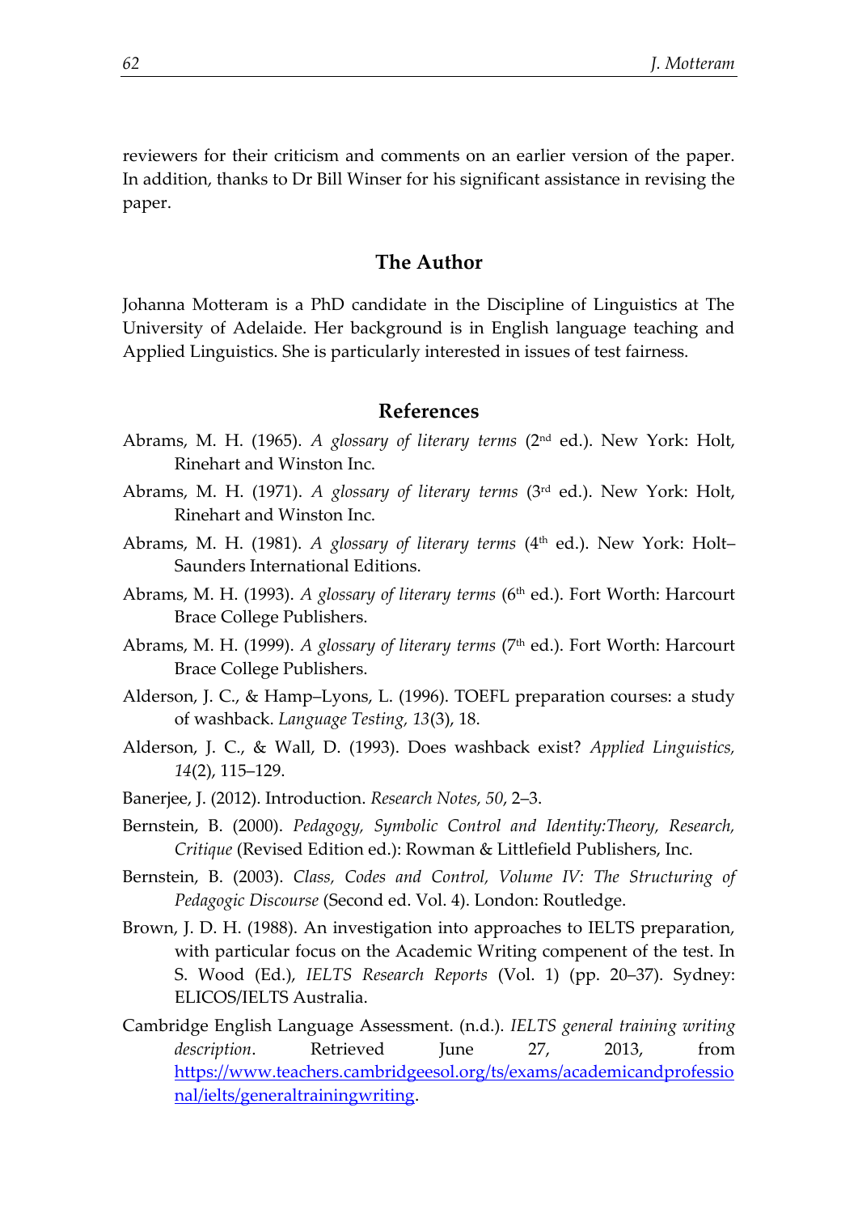reviewers for their criticism and comments on an earlier version of the paper. In addition, thanks to Dr Bill Winser for his significant assistance in revising the paper.

## The Author

Johanna Motteram is a PhD candidate in the Discipline of Linguistics at The University of Adelaide. Her background is in English language teaching and Applied Linguistics. She is particularly interested in issues of test fairness.

## References

Abrams, M. H. (1965). *A glossary of literary terms* (2nd ed.). New York: Holt, Rinehart and Winston Inc.

Abrams, M. H. (1971). *A glossary of literary terms* (3rd ed.). New York: Holt, Rinehart and Winston Inc.

Abrams, M. H. (1981). *A glossary of literary terms* (4th ed.). New York: Holt–Saunders International Editions.

Abrams, M. H. (1993). *A glossary of literary terms* (6th ed.). Fort Worth: Harcourt Brace College Publishers.

Abrams, M. H. (1999). *A glossary of literary terms* (7th ed.). Fort Worth: Harcourt Brace College Publishers.

Alderson, J. C., & Hamp–Lyons, L. (1996). TOEFL preparation courses: a study of washback. *Language Testing, 13*(3), 18.

Alderson, J. C., & Wall, D. (1993). Does washback exist? *Applied Linguistics, 14*(2), 115–129.

Banerjee, J. (2012). Introduction. *Research Notes, 50*, 2–3.

Bernstein, B. (2000). *Pedagogy, Symbolic Control and Identity:Theory, Research, Critique* (Revised Edition ed.): Rowman & Littlefield Publishers, Inc.

Bernstein, B. (2003). *Class, Codes and Control, Volume IV: The Structuring of Pedagogic Discourse* (Second ed. Vol. 4). London: Routledge.

Brown, J. D. H. (1988). An investigation into approaches to IELTS preparation, with particular focus on the Academic Writing compenent of the test. In S. Wood (Ed.), *IELTS Research Reports* (Vol. 1) (pp. 20–37). Sydney: ELICOS/IELTS Australia.

Cambridge English Language Assessment. (n.d.). *IELTS general training writing description*. Retrieved June 27, 2013, from https://www.teachers.cambridgeesol.org/ts/exams/academicandprofessional/ielts/generaltrainingwriting.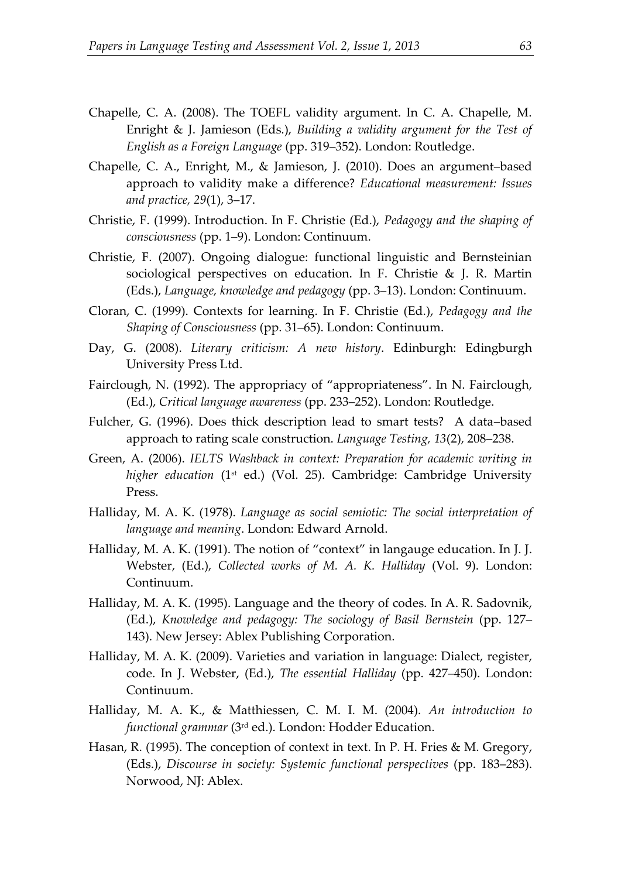Chapelle, C. A. (2008). The TOEFL validity argument. In C. A. Chapelle, M. Enright & J. Jamieson (Eds.), *Building a validity argument for the Test of English as a Foreign Language* (pp. 319–352). London: Routledge.

Chapelle, C. A., Enright, M., & Jamieson, J. (2010). Does an argument–based approach to validity make a difference? *Educational measurement: Issues and practice, 29*(1), 3–17.

Christie, F. (1999). Introduction. In F. Christie (Ed.), *Pedagogy and the shaping of consciousness* (pp. 1–9). London: Continuum.

Christie, F. (2007). Ongoing dialogue: functional linguistic and Bernsteinian sociological perspectives on education. In F. Christie & J. R. Martin (Eds.), *Language, knowledge and pedagogy* (pp. 3–13). London: Continuum.

Cloran, C. (1999). Contexts for learning. In F. Christie (Ed.), *Pedagogy and the Shaping of Consciousness* (pp. 31–65). London: Continuum.

Day, G. (2008). *Literary criticism: A new history*. Edinburgh: Edingburgh University Press Ltd.

Fairclough, N. (1992). The appropriacy of "appropriateness". In N. Fairclough, (Ed.), *Critical language awareness* (pp. 233–252). London: Routledge.

Fulcher, G. (1996). Does thick description lead to smart tests? A data–based approach to rating scale construction. *Language Testing, 13*(2), 208–238.

Green, A. (2006). *IELTS Washback in context: Preparation for academic writing in higher education* (1st ed.) (Vol. 25). Cambridge: Cambridge University Press.

Halliday, M. A. K. (1978). *Language as social semiotic: The social interpretation of language and meaning*. London: Edward Arnold.

Halliday, M. A. K. (1991). The notion of "context" in langauge education. In J. J. Webster, (Ed.), *Collected works of M. A. K. Halliday* (Vol. 9). London: Continuum.

Halliday, M. A. K. (1995). Language and the theory of codes. In A. R. Sadovnik, (Ed.), *Knowledge and pedagogy: The sociology of Basil Bernstein* (pp. 127–143). New Jersey: Ablex Publishing Corporation.

Halliday, M. A. K. (2009). Varieties and variation in language: Dialect, register, code. In J. Webster, (Ed.), *The essential Halliday* (pp. 427–450). London: Continuum.

Halliday, M. A. K., & Matthiessen, C. M. I. M. (2004). *An introduction to functional grammar* (3rd ed.). London: Hodder Education.

Hasan, R. (1995). The conception of context in text. In P. H. Fries & M. Gregory, (Eds.), *Discourse in society: Systemic functional perspectives* (pp. 183–283). Norwood, NJ: Ablex.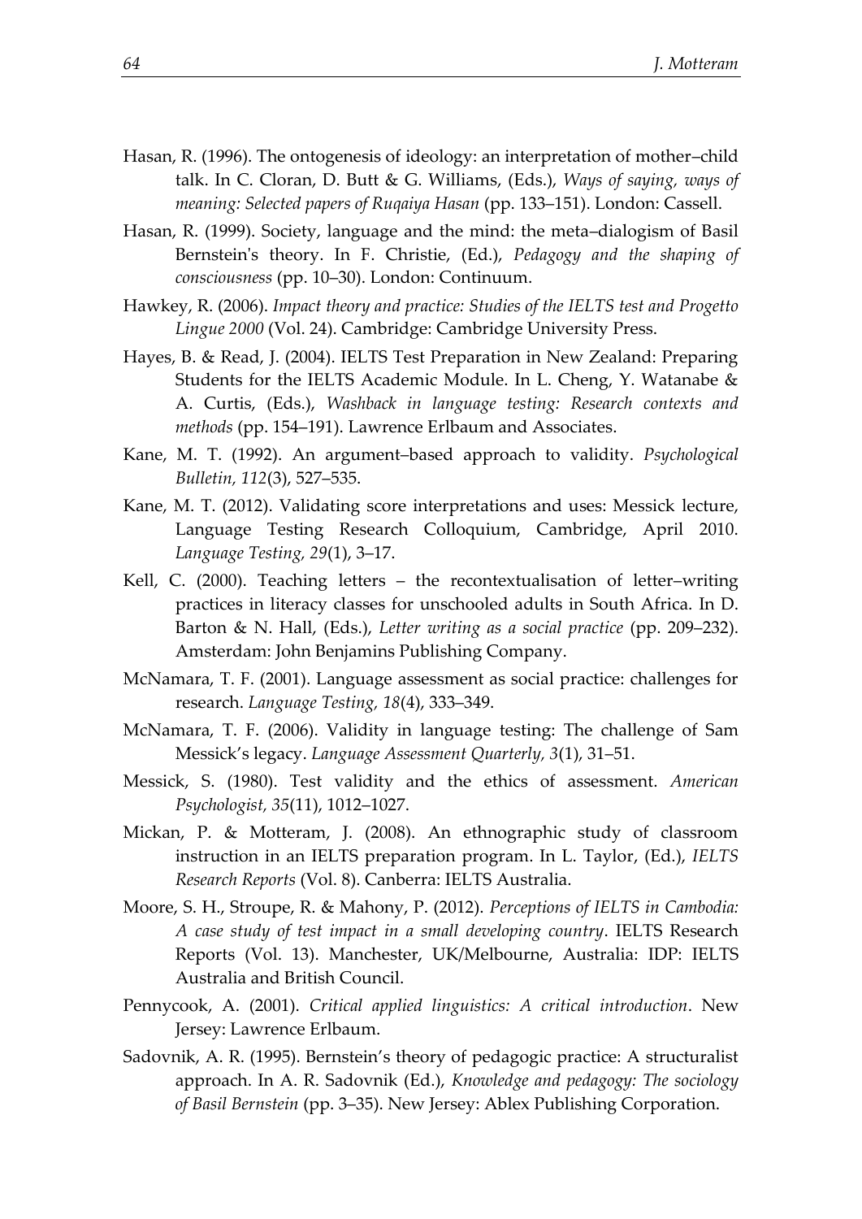Hasan, R. (1996). The ontogenesis of ideology: an interpretation of mother–child talk. In C. Cloran, D. Butt & G. Williams, (Eds.), *Ways of saying, ways of meaning: Selected papers of Ruqaiya Hasan* (pp. 133–151). London: Cassell.

Hasan, R. (1999). Society, language and the mind: the meta–dialogism of Basil Bernstein's theory. In F. Christie, (Ed.), *Pedagogy and the shaping of consciousness* (pp. 10–30). London: Continuum.

Hawkey, R. (2006). *Impact theory and practice: Studies of the IELTS test and Progetto Lingue 2000* (Vol. 24). Cambridge: Cambridge University Press.

Hayes, B. & Read, J. (2004). IELTS Test Preparation in New Zealand: Preparing Students for the IELTS Academic Module. In L. Cheng, Y. Watanabe & A. Curtis, (Eds.), *Washback in language testing: Research contexts and methods* (pp. 154–191). Lawrence Erlbaum and Associates.

Kane, M. T. (1992). An argument–based approach to validity. *Psychological Bulletin, 112*(3), 527–535.

Kane, M. T. (2012). Validating score interpretations and uses: Messick lecture, Language Testing Research Colloquium, Cambridge, April 2010. *Language Testing, 29*(1), 3–17.

Kell, C. (2000). Teaching letters – the recontextualisation of letter–writing practices in literacy classes for unschooled adults in South Africa. In D. Barton & N. Hall, (Eds.), *Letter writing as a social practice* (pp. 209–232). Amsterdam: John Benjamins Publishing Company.

McNamara, T. F. (2001). Language assessment as social practice: challenges for research. *Language Testing, 18*(4), 333–349.

McNamara, T. F. (2006). Validity in language testing: The challenge of Sam Messick's legacy. *Language Assessment Quarterly, 3*(1), 31–51.

Messick, S. (1980). Test validity and the ethics of assessment. *American Psychologist, 35*(11), 1012–1027.

Mickan, P. & Motteram, J. (2008). An ethnographic study of classroom instruction in an IELTS preparation program. In L. Taylor, (Ed.), *IELTS Research Reports* (Vol. 8). Canberra: IELTS Australia.

Moore, S. H., Stroupe, R. & Mahony, P. (2012). *Perceptions of IELTS in Cambodia: A case study of test impact in a small developing country*. IELTS Research Reports (Vol. 13). Manchester, UK/Melbourne, Australia: IDP: IELTS Australia and British Council.

Pennycook, A. (2001). *Critical applied linguistics: A critical introduction*. New Jersey: Lawrence Erlbaum.

Sadovnik, A. R. (1995). Bernstein's theory of pedagogic practice: A structuralist approach. In A. R. Sadovnik (Ed.), *Knowledge and pedagogy: The sociology of Basil Bernstein* (pp. 3–35). New Jersey: Ablex Publishing Corporation.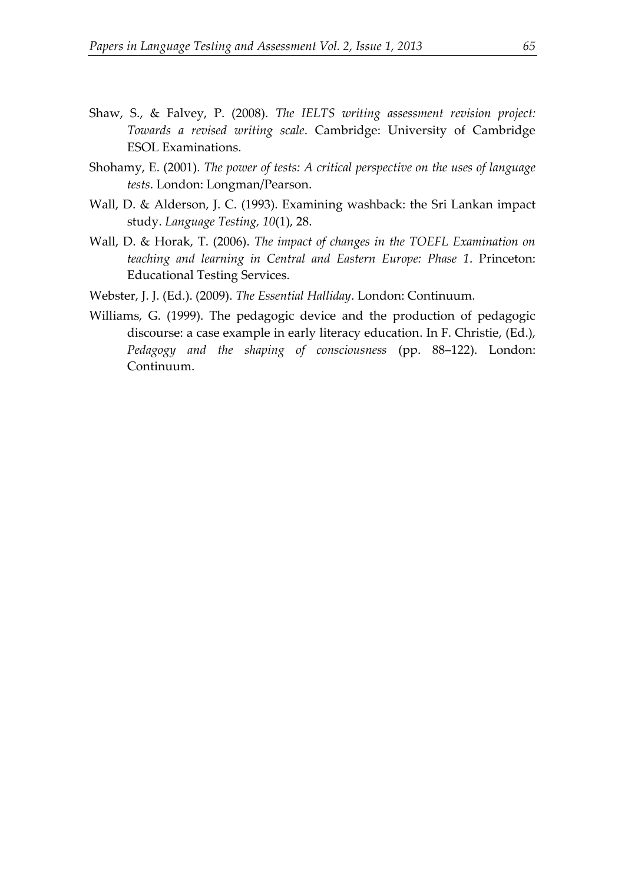Shaw, S., & Falvey, P. (2008). *The IELTS writing assessment revision project: Towards a revised writing scale*. Cambridge: University of Cambridge ESOL Examinations.

Shohamy, E. (2001). *The power of tests: A critical perspective on the uses of language tests*. London: Longman/Pearson.

Wall, D. & Alderson, J. C. (1993). Examining washback: the Sri Lankan impact study. *Language Testing, 10*(1), 28.

Wall, D. & Horak, T. (2006). *The impact of changes in the TOEFL Examination on teaching and learning in Central and Eastern Europe: Phase 1*. Princeton: Educational Testing Services.

Webster, J. J. (Ed.). (2009). *The Essential Halliday*. London: Continuum.

Williams, G. (1999). The pedagogic device and the production of pedagogic discourse: a case example in early literacy education. In F. Christie, (Ed.), *Pedagogy and the shaping of consciousness* (pp. 88–122). London: Continuum.